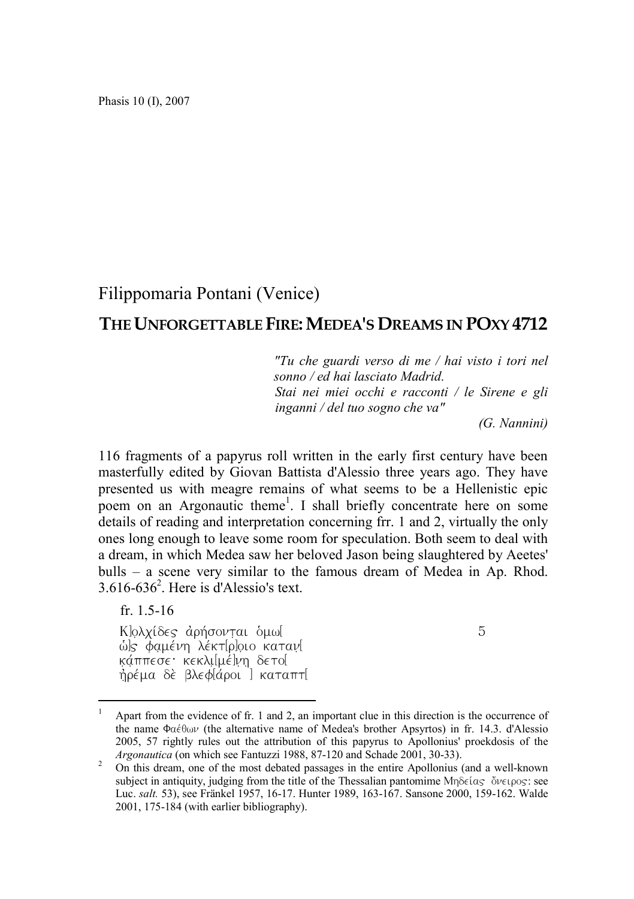Filippomaria Pontani (Venice)

# The Unforgettable Fire: Medea's Dreams in POxy 4712

> *"Tu che guardi verso di me / hai visto i tori nel sonno / ed hai lasciato Madrid.*
> *Stai nei miei occhi e racconti / le Sirene e gli inganni / del tuo sogno che va"*
>
> *(G. Nannini)*

116 fragments of a papyrus roll written in the early first century have been masterfully edited by Giovan Battista d'Alessio three years ago. They have presented us with meagre remains of what seems to be a Hellenistic epic poem on an Argonautic theme[1]. I shall briefly concentrate here on some details of reading and interpretation concerning frr. 1 and 2, virtually the only ones long enough to leave some room for speculation. Both seem to deal with a dream, in which Medea saw her beloved Jason being slaughtered by Aeetes' bulls – a scene very similar to the famous dream of Medea in Ap. Rhod. 3.616-636[2]. Here is d'Alessio's text.

fr. 1.5-16

Κ]ọλχίδες ἀρήσονṭαι δμω[ 5
ὣ]ς φạμένη λέκτ[ρ]ọιο καταṿ[
ḳάππεσε· κεκλι[μέ]ṿῃ δετο[
ἠ̣ρέμα δὲ βλεφ[άροι ] καταπτ[

---

1. Apart from the evidence of fr. 1 and 2, an important clue in this direction is the occurrence of the name Φαέθων (the alternative name of Medea's brother Apsyrtos) in fr. 14.3. d'Alessio 2005, 57 rightly rules out the attribution of this papyrus to Apollonius' proekdosis of the *Argonautica* (on which see Fantuzzi 1988, 87-120 and Schade 2001, 30-33).
2. On this dream, one of the most debated passages in the entire Apollonius (and a well-known subject in antiquity, judging from the title of the Thessalian pantomime Μηδείας ὄνειρος: see Luc. *salt.* 53), see Fränkel 1957, 16-17. Hunter 1989, 163-167. Sansone 2000, 159-162. Walde 2001, 175-184 (with earlier bibliography).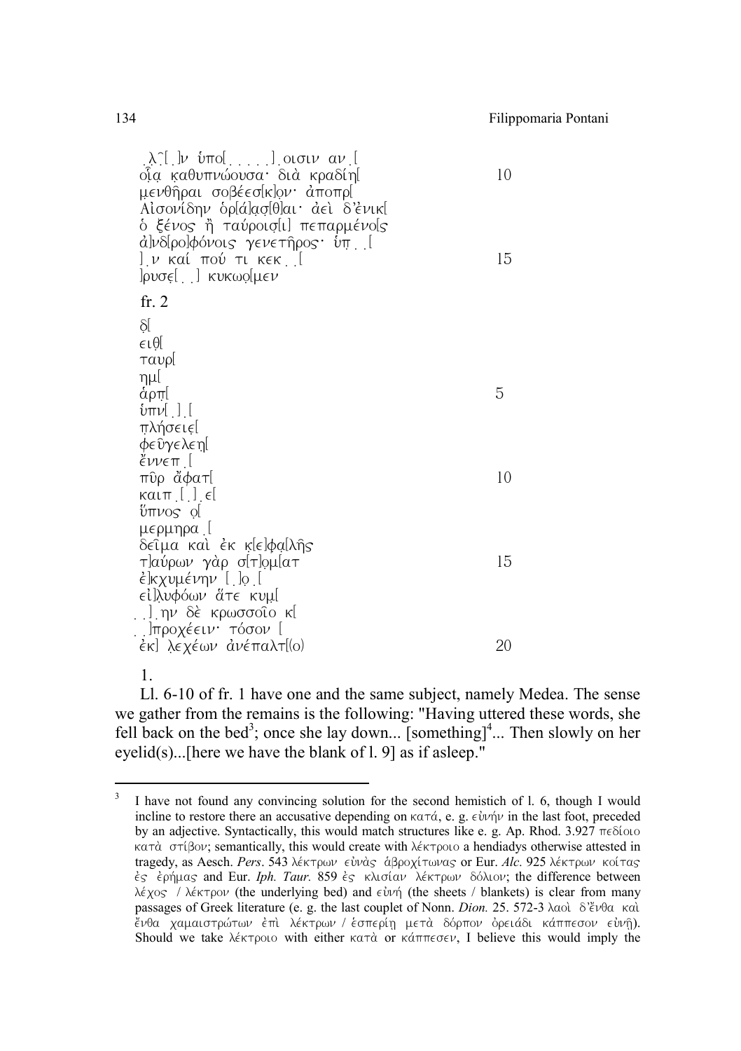.λ̣̂[.]ν ὑπο[. . . . .].οισιν αν.[
οἱ̣α̣ κ̣αθυπνώουσα· διὰ κραδίη[ 10
μενθῆραι σοβέεσ[κ]ο̣ν· ἀποπρ[
Αἰσονίδην ὀρ[ά]α̣σ̣[θ]αι· ἀεὶ δ'ἐνικ[
ὁ ξένος ἢ ταύροισ̣[ι] πεπαρμένο[ς
ἀ]νδ[ρο]φόνοις γενετῆρος· ὑπ̣. .[
].ν καί πού τι κεκ. .[ 15
]ρυσε̣[. .] κυκωο̣[μεν

fr. 2

δ̣[
ειθ̣[
ταυρ[
ημ[
ἀρπ̣[ 5
ὑπν[.].[
π̣λήσειε̣[
φεῦγελεη[
ἔννεπ.[
πῦρ ἄφατ[ 10
καιπ.[.].ε[
ὕπνος ο̣[
μερμηρα.[
δεῖμα καὶ ἐκ κ̣[ε]φα̣[λῆς
τ]αύρων γὰρ σ[τ]ο̣μ[ατ 15
ἐ]κχυμένην [.]ο̣.[
εἰ]λυφόων ἅτε κυμ[
. .].ην δὲ κρωσσοῖο κ[
. .]προχέειν· τόσον [
ἐκ] λ̣εχέων ἀνέπαλτ[(ο) 20

1.

Ll. 6-10 of fr. 1 have one and the same subject, namely Medea. The sense we gather from the remains is the following: "Having uttered these words, she fell back on the bed[3]; once she lay down... [something][4]... Then slowly on her eyelid(s)...[here we have the blank of l. 9] as if asleep."

---

[3] I have not found any convincing solution for the second hemistich of l. 6, though I would incline to restore there an accusative depending on κατά, e. g. εὐνήν in the last foot, preceded by an adjective. Syntactically, this would match structures like e. g. Ap. Rhod. 3.927 πεδίοιο κατὰ στίβον; semantically, this would create with λέκτροιο a hendiadys otherwise attested in tragedy, as Aesch. *Pers*. 543 λέκτρων εὐνὰς ἁβροχίτωνας or Eur. *Alc*. 925 λέκτρων κοίτας ἐς ἐρήμας and Eur. *Iph. Taur.* 859 ἐς κλισίαν λέκτρων δόλιον; the difference between λέχος / λέκτρον (the underlying bed) and εὐνή (the sheets / blankets) is clear from many passages of Greek literature (e. g. the last couplet of Nonn. *Dion.* 25. 572-3 λαοὶ δ'ἔνθα καὶ ἔνθα χαμαιστρώτων ἐπὶ λέκτρων / ἑσπερίῃ μετὰ δόρπον ὀρειάδι κάππεσον εὐνῇ). Should we take λέκτροιο with either κατὰ or κάππεσεν, I believe this would imply the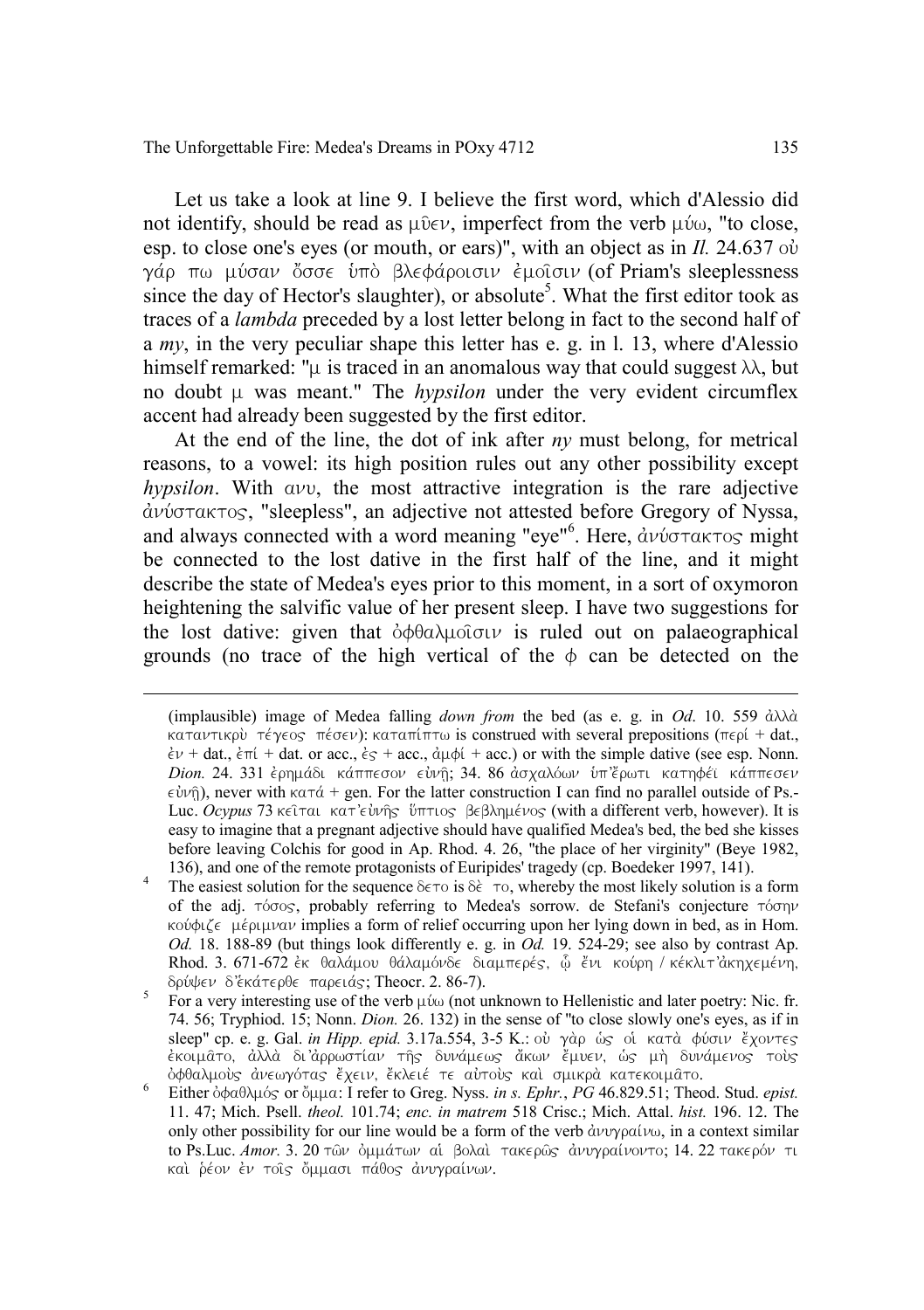Let us take a look at line 9. I believe the first word, which d'Alessio did not identify, should be read as μῦεν, imperfect from the verb μύω, "to close, esp. to close one's eyes (or mouth, or ears)", with an object as in *Il.* 24.637 οὐ γάρ πω μύσαν ὄσσε ὑπὸ βλεφάροισιν ἐμοῖσιν (of Priam's sleeplessness since the day of Hector's slaughter), or absolute[5]. What the first editor took as traces of a *lambda* preceded by a lost letter belong in fact to the second half of a *my*, in the very peculiar shape this letter has e. g. in l. 13, where d'Alessio himself remarked: "μ is traced in an anomalous way that could suggest λλ, but no doubt μ was meant." The *hypsilon* under the very evident circumflex accent had already been suggested by the first editor.

At the end of the line, the dot of ink after *ny* must belong, for metrical reasons, to a vowel: its high position rules out any other possibility except *hypsilon*. With ανυ, the most attractive integration is the rare adjective ἀνύστακτος, "sleepless", an adjective not attested before Gregory of Nyssa, and always connected with a word meaning "eye"[6]. Here, *ἀνύστακτος* might be connected to the lost dative in the first half of the line, and it might describe the state of Medea's eyes prior to this moment, in a sort of oxymoron heightening the salvific value of her present sleep. I have two suggestions for the lost dative: given that ὀφθαλμοῖσιν is ruled out on palaeographical grounds (no trace of the high vertical of the φ can be detected on the

---

(implausible) image of Medea falling *down from* the bed (as e. g. in *Od*. 10. 559 ἀλλὰ καταντικρὺ τέγεος πέσεν): καταπίπτω is construed with several prepositions (περί + dat., ἐν + dat., ἐπί + dat. or acc., ἐς + acc., ἀμφί + acc.) or with the simple dative (see esp. Nonn. *Dion.* 24. 331 ἐρημάδι κάππεσον εὐνῇ; 34. 86 ἀσχαλόων ὑπ'ἔρωτι κατηφέι κάππεσεν εὐνῇ), never with κατά + gen. For the latter construction I can find no parallel outside of Ps.-Luc. *Ocypus* 73 κεῖται κατ'εὐνῆς ὕπτιος βεβλημένος (with a different verb, however). It is easy to imagine that a pregnant adjective should have qualified Medea's bed, the bed she kisses before leaving Colchis for good in Ap. Rhod. 4. 26, "the place of her virginity" (Beye 1982, 136), and one of the remote protagonists of Euripides' tragedy (cp. Boedeker 1997, 141).

[4] The easiest solution for the sequence δετο is δὲ το, whereby the most likely solution is a form of the adj. τόσος, probably referring to Medea's sorrow. de Stefani's conjecture τόσην κούφιζε μέριμναν implies a form of relief occurring upon her lying down in bed, as in Hom. *Od.* 18. 188-89 (but things look differently e. g. in *Od.* 19. 524-29; see also by contrast Ap. Rhod. 3. 671-672 ἐκ θαλάμου θαλαμόνδε διαμπερές, ᾧ ἔνι κούρη / κέκλιτ'ἀκηχεμένη, δρύψεν δ'ἑκάτερθε παρειάς; Theocr. 2. 86-7).

[5] For a very interesting use of the verb μύω (not unknown to Hellenistic and later poetry: Nic. fr. 74. 56; Tryphiod. 15; Nonn. *Dion.* 26. 132) in the sense of "to close slowly one's eyes, as if in sleep" cp. e. g. Gal. *in Hipp. epid.* 3.17a.554, 3-5 K.: οὐ γὰρ ὡς οἱ κατὰ φύσιν ἔχοντες ἐκοιμᾶτο, ἀλλὰ δι'ἀρρωστίαν τῆς δυνάμεως ἄκων ἔμυεν, ὡς μὴ δυνάμενος τοὺς ὀφθαλμοὺς ἀνεωγότας ἔχειν, ἔκλειέ τε αὐτοὺς καὶ σμικρὰ κατεκοιμᾶτο.

[6] Either ὀφαθλμός or ὄμμα: I refer to Greg. Nyss. *in s. Ephr.*, *PG* 46.829.51; Theod. Stud. *epist.* 11. 47; Mich. Psell. *theol.* 101.74; *enc. in matrem* 518 Crisc.; Mich. Attal. *hist.* 196. 12. The only other possibility for our line would be a form of the verb ἀνυγραίνω, in a context similar to Ps.Luc. *Amor.* 3. 20 τῶν ὀμμάτων αἱ βολαὶ τακερῶς ἀνυγραίνοιντο; 14. 22 τακερόν τι καὶ ῥέον ἐν τοῖς ὄμμασι πάθος ἀνυγραίνων.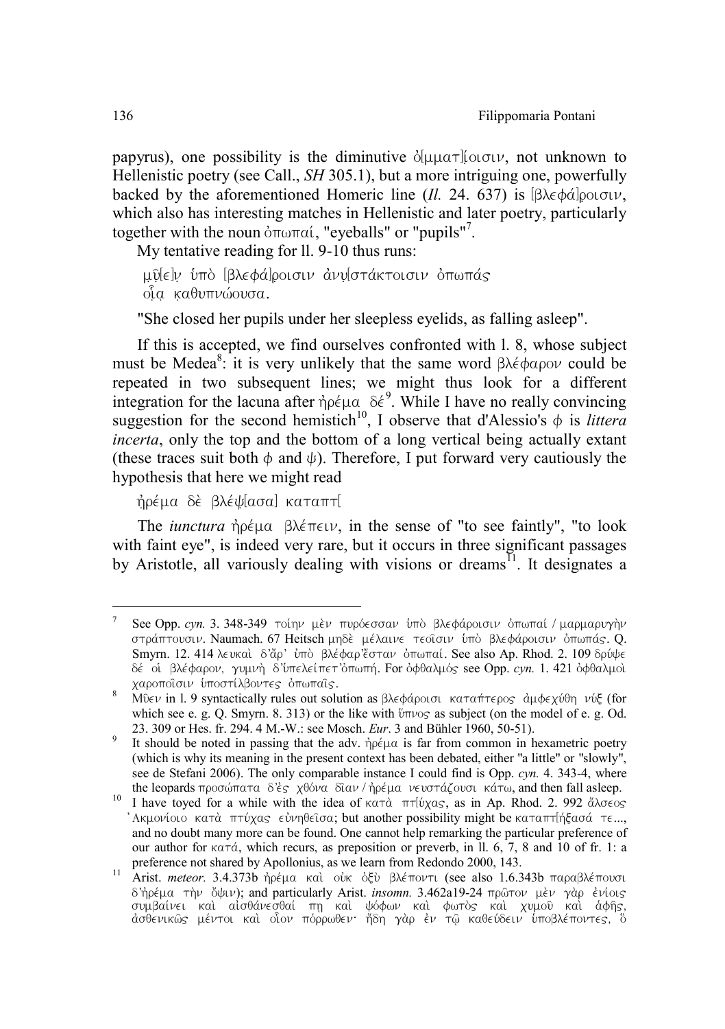papyrus), one possibility is the diminutive ὀ[μματ]ίοισιν, not unknown to Hellenistic poetry (see Call., *SH* 305.1), but a more intriguing one, powerfully backed by the aforementioned Homeric line (*Il.* 24. 637) is [βλεφά]ροισιν, which also has interesting matches in Hellenistic and later poetry, particularly together with the noun ὀπωπαί, "eyeballs" or "pupils"[7].

My tentative reading for ll. 9-10 thus runs:

μῦ[ε]ν ὑπὸ [βλεφά]ροισιν ἀνυ[στάκτοισιν ὀπωπάς
οἷα καθυπνώουσα.

"She closed her pupils under her sleepless eyelids, as falling asleep".

If this is accepted, we find ourselves confronted with l. 8, whose subject must be Medea[8]: it is very unlikely that the same word βλέφαρον could be repeated in two subsequent lines; we might thus look for a different integration for the lacuna after ἠρέμα δέ[9]. While I have no really convincing suggestion for the second hemistich[10], I observe that d'Alessio's φ is *littera incerta*, only the top and the bottom of a long vertical being actually extant (these traces suit both φ and ψ). Therefore, I put forward very cautiously the hypothesis that here we might read

ἠρέμα δὲ βλέψ[ασα] καταπτ[

The *iunctura* ἠρέμα βλέπειν, in the sense of "to see faintly", "to look with faint eye", is indeed very rare, but it occurs in three significant passages by Aristotle, all variously dealing with visions or dreams[11]. It designates a

---

7 See Opp. *cyn.* 3. 348-349 τοίην μὲν πυρόεσσαν ὑπὸ βλεφάροισιν ὀπωπαί / μαρμαρυγὴν στράπτουσιν. Naumach. 67 Heitsch μηδὲ μέλαινε τεοῖσιν ὑπὸ βλεφάροισιν ὀπωπάς. Q. Smyrn. 12. 414 λευκαὶ δ'ἄρ' ὑπὸ βλέφαρ'ἔσταν ὀπωπαί. See also Ap. Rhod. 2. 109 δρύψε δέ οἱ βλέφαρον, γυμνὴ δ'ὑπελείπετ'ὀπωπή. For ὀφθαλμός see Opp. *cyn.* 1. 421 ὀφθαλμοὶ χαροποῖσιν ὑποστίλβοντες ὀπωπαῖς.

8 Μῦεν in l. 9 syntactically rules out solution as βλεφάροισι καταπτέρος ἀμφεχύθη νύξ (for which see e. g. Q. Smyrn. 8. 313) or the like with ὕπνος as subject (on the model of e. g. Od. 23. 309 or Hes. fr. 294. 4 M.-W.: see Mosch. *Eur*. 3 and Bühler 1960, 50-51).

9 It should be noted in passing that the adv. ἠρέμα is far from common in hexametric poetry (which is why its meaning in the present context has been debated, either "a little" or "slowly", see de Stefani 2006). The only comparable instance I could find is Opp. *cyn.* 4. 343-4, where the leopards προσώπατα δ'ἐς χθόνα δῖαν / ἠρέμα νευστάζουσι κάτω, and then fall asleep.

10 I have toyed for a while with the idea of κατὰ πτ[ύχας, as in Ap. Rhod. 2. 992 ἄλσεος 'Ακμονίοιο κατὰ πτύχας εὐνηθεῖσα; but another possibility might be καταπτ[ήξασά τε..., and no doubt many more can be found. One cannot help remarking the particular preference of our author for κατά, which recurs, as preposition or preverb, in ll. 6, 7, 8 and 10 of fr. 1: a preference not shared by Apollonius, as we learn from Redondo 2000, 143.

11 Arist. *meteor.* 3.4.373b ἠρέμα καὶ οὐκ ὀξὺ βλέποντι (see also 1.6.343b παραβλέπουσι δ'ἠρέμα τὴν ὄψιν); and particularly Arist. *insomn.* 3.462a19-24 πρῶτον μὲν γὰρ ἐνίοις συμβαίνει καὶ αἰσθάνεσθαί πῃ καὶ ψόφων καὶ φωτὸς καὶ χυμοῦ καὶ ἁφῆς, ἀσθενικῶς μέντοι καὶ οἷον πόρρωθεν· ἤδη γὰρ ἐν τῷ καθεύδειν ὑποβλέποντες, ὃ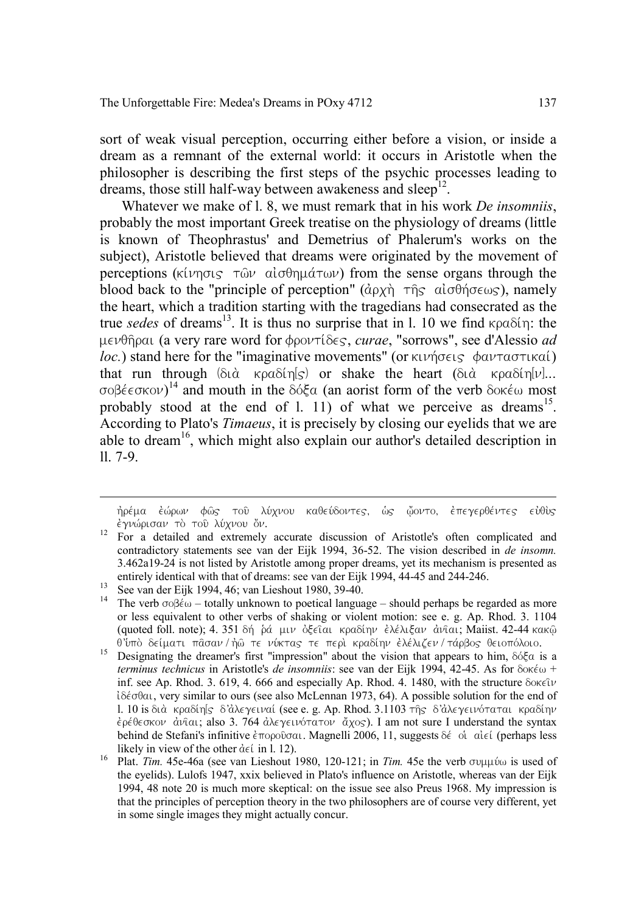sort of weak visual perception, occurring either before a vision, or inside a dream as a remnant of the external world: it occurs in Aristotle when the philosopher is describing the first steps of the psychic processes leading to dreams, those still half-way between awakeness and sleep[12].

Whatever we make of l. 8, we must remark that in his work *De insomniis*, probably the most important Greek treatise on the physiology of dreams (little is known of Theophrastus' and Demetrius of Phalerum's works on the subject), Aristotle believed that dreams were originated by the movement of perceptions (κίνησις τῶν αἰσθημάτων) from the sense organs through the blood back to the "principle of perception" (ἀρχὴ τῆς αἰσθήσεως), namely the heart, which a tradition starting with the tragedians had consecrated as the true *sedes* of dreams[13]. It is thus no surprise that in l. 10 we find κραδίη: the μενθῆραι (a very rare word for φροντίδες, *curae*, "sorrows", see d'Alessio *ad loc.*) stand here for the "imaginative movements" (or κινήσεις φανταστικαί) that run through (διὰ κραδίη[ς) or shake the heart (διὰ κραδίη[ν]... σοβέεσκον)[14] and mouth in the δόξα (an aorist form of the verb δοκέω most probably stood at the end of l. 11) of what we perceive as dreams[15]. According to Plato's *Timaeus*, it is precisely by closing our eyelids that we are able to dream[16], which might also explain our author's detailed description in ll. 7-9.

---

ἠρέμα ἑώρων φῶς τοῦ λύχνου καθεύδοντες, ὡς ᾤοντο, ἐπεγερθέντες εὐθὺς ἐγνώρισαν τὸ τοῦ λύχνου ὄν.

[12] For a detailed and extremely accurate discussion of Aristotle's often complicated and contradictory statements see van der Eijk 1994, 36-52. The vision described in *de insomn.* 3.462a19-24 is not listed by Aristotle among proper dreams, yet its mechanism is presented as entirely identical with that of dreams: see van der Eijk 1994, 44-45 and 244-246.

[13] See van der Eijk 1994, 46; van Lieshout 1980, 39-40.

[14] The verb σοβέω – totally unknown to poetical language – should perhaps be regarded as more or less equivalent to other verbs of shaking or violent motion: see e. g. Ap. Rhod. 3. 1104 (quoted foll. note); 4. 351 δή ῥά μιν ὀξεῖαι κραδίην ἐλέλιξαν ἀνῖαι; Maiist. 42-44 κακῷ θ'ὑπὸ δείματι πᾶσαν / ἠῶ τε νύκτας τε περὶ κραδίην ἐλέλιζεν / τάρβος θειοπόλοιο.

[15] Designating the dreamer's first "impression" about the vision that appears to him, δόξα is a *terminus technicus* in Aristotle's *de insomniis*: see van der Eijk 1994, 42-45. As for δοκέω + inf. see Ap. Rhod. 3. 619, 4. 666 and especially Ap. Rhod. 4. 1480, with the structure δοκεῖν ἰδέσθαι, very similar to ours (see also McLennan 1973, 64). A possible solution for the end of l. 10 is διὰ κραδίη[ς δ'ἀλεγειναί (see e. g. Ap. Rhod. 3.1103 τῆς δ'ἀλεγεινόταται κραδίην ἐρέθεσκον ἀνῖαι; also 3. 764 ἀλεγεινότατον ἄχος). I am not sure I understand the syntax behind de Stefani's infinitive ἐπορούσαι. Magnelli 2006, 11, suggests δέ οἱ αἰεί (perhaps less likely in view of the other ἀεί in l. 12).

[16] Plat. *Tim.* 45e-46a (see van Lieshout 1980, 120-121; in *Tim.* 45e the verb συμμύω is used of the eyelids). Lulofs 1947, xxix believed in Plato's influence on Aristotle, whereas van der Eijk 1994, 48 note 20 is much more skeptical: on the issue see also Preus 1968. My impression is that the principles of perception theory in the two philosophers are of course very different, yet in some single images they might actually concur.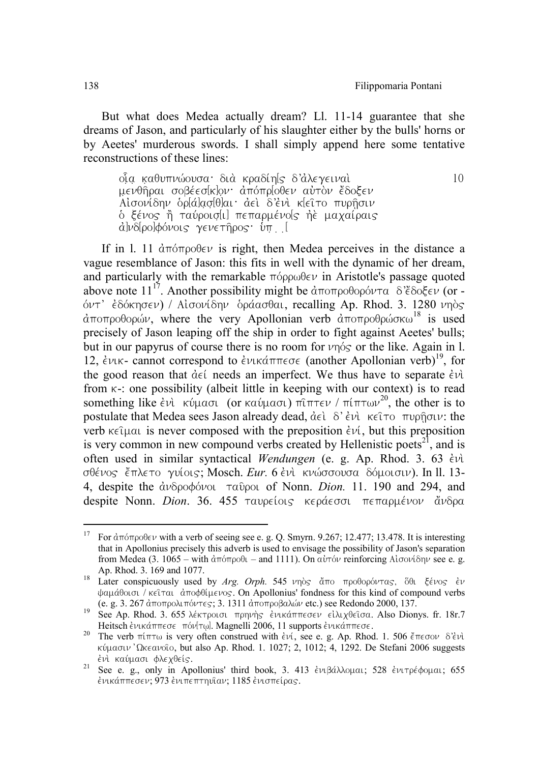But what does Medea actually dream? Ll. 11-14 guarantee that she dreams of Jason, and particularly of his slaughter either by the bulls' horns or by Aeetes' murderous swords. I shall simply append here some tentative reconstructions of these lines:

> οἷα καθυπνώουσα· διὰ κραδίη[ς δ'ἀλεγειναὶ 10
> μενθῆραι σοβέεσ[κ]ον· ἀπόπρ[οθεν αὐτὸν ἔδοξεν
> Αἰσονίδην ὁρ[ά]ασ[θ]αι· ἀεὶ δ'ἐνὶ κ[εῖτο πυρῇσιν
> ὁ ξένος ἢ ταύροισ[ι] πεπαρμένο[ς ἠὲ μαχαίραις
> ἀ]νδ[ρο]φόνοις γενετῆρος· ὑπ . .[

If in l. 11 ἀπόπροθεν is right, then Medea perceives in the distance a vague resemblance of Jason: this fits in well with the dynamic of her dream, and particularly with the remarkable πόρρωθεν in Aristotle's passage quoted above note 11[17]. Another possibility might be ἀποπροθορόντα δ'ἔδοξεν (or -όντ' ἐδόκησεν) / Αἰσονίδην ὁράασθαι, recalling Ap. Rhod. 3. 1280 νηὸς ἀποπροθορών, where the very Apollonian verb ἀποπροθρώσκω[18] is used precisely of Jason leaping off the ship in order to fight against Aeetes' bulls; but in our papyrus of course there is no room for νηός or the like. Again in l. 12, ἐνικ- cannot correspond to ἐνικάππεσε (another Apollonian verb)[19], for the good reason that ἀεί needs an imperfect. We thus have to separate ἐνὶ from κ-: one possibility (albeit little in keeping with our context) is to read something like ἐνὶ κύμασι (or καύμασι) πῖπτεν / πίπτων[20], the other is to postulate that Medea sees Jason already dead, ἀεὶ δ' ἐνὶ κεῖτο πυρῇσιν: the verb κεῖμαι is never composed with the preposition ἐνί, but this preposition is very common in new compound verbs created by Hellenistic poets[21], and is often used in similar syntactical *Wendungen* (e. g. Ap. Rhod. 3. 63 ἐνὶ σθένος ἔπλετο γυίοις; Mosch. *Eur.* 6 ἐνὶ κνώσσουσα δόμοισιν). In ll. 13-4, despite the ἀνδροφόνοι ταῦροι of Nonn. *Dion.* 11. 190 and 294, and despite Nonn. *Dion*. 36. 455 ταυρείοις κεράεσσι πεπαρμένον ἄνδρα

---

17 For ἀπόπροθεν with a verb of seeing see e. g. Q. Smyrn. 9.267; 12.477; 13.478. It is interesting that in Apollonius precisely this adverb is used to envisage the possibility of Jason's separation from Medea (3. 1065 – with ἀπόπροθι – and 1111). On αὐτόν reinforcing Αἰσονίδην see e. g. Ap. Rhod. 3. 169 and 1077.

18 Later conspicuously used by *Arg. Orph.* 545 νηὸς ἄπο προθορόντας, ὅθι ξένος ἐν ψαμάθοισι / κεῖται ἀποφθίμενος. On Apollonius' fondness for this kind of compound verbs (e. g. 3. 267 ἀποπρολιπόντες; 3. 1311 ἀποπροβαλών etc.) see Redondo 2000, 137.

19 See Ap. Rhod. 3. 655 λέκτροισι πρηνὴς ἐνικάππεσεν εἰλιχθεῖσα. Also Dionys. fr. 18r.7 Heitsch ἐνικάππεσε πόν[τῳ]. Magnelli 2006, 11 supports ἐνικάππεσε.

20 The verb πίπτω is very often construed with ἐνί, see e. g. Ap. Rhod. 1. 506 ἔπεσον δ'ἐνὶ κύμασιν Ὠκεανοῖο, but also Ap. Rhod. 1. 1027; 2, 1012; 4, 1292. De Stefani 2006 suggests ἐνὶ καύμασι φλεχθείς.

21 See e. g., only in Apollonius' third book, 3. 413 ἐνιβάλλομαι; 528 ἐντρέφομαι; 655 ἐνικάππεσεν; 973 ἐνιπεπτηυῖαν; 1185 ἐνισπείρας.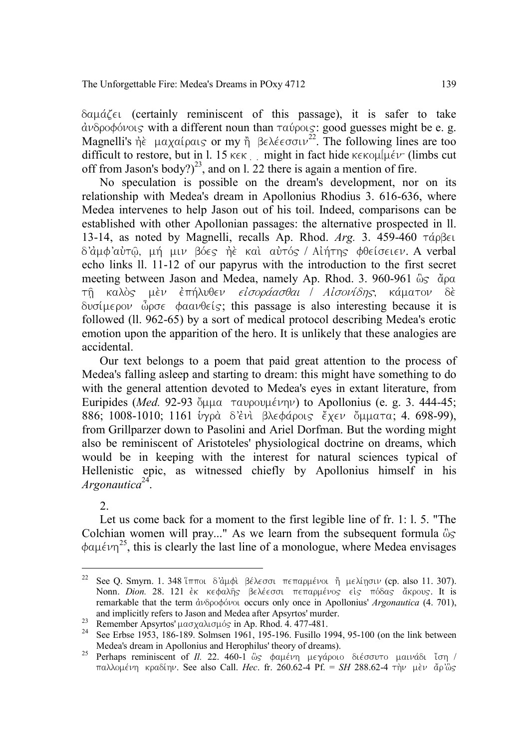δαμάζει (certainly reminiscent of this passage), it is safer to take ἀνδροφόνοις with a different noun than ταύροις: good guesses might be e. g. Magnelli's ἠὲ μαχαίραις or my ἢ βελέεσσιν[22]. The following lines are too difficult to restore, but in l. 15 κεκ̣ ̣ might in fact hide κεκομ[μέν- (limbs cut off from Jason's body?)[23], and on l. 22 there is again a mention of fire.

No speculation is possible on the dream's development, nor on its relationship with Medea's dream in Apollonius Rhodius 3. 616-636, where Medea intervenes to help Jason out of his toil. Indeed, comparisons can be established with other Apollonian passages: the alternative prospected in ll. 13-14, as noted by Magnelli, recalls Ap. Rhod. *Arg.* 3. 459-460 τάρβει δ'ἀμφ'αὐτῷ, μή μιν βόες ἠὲ καὶ αὐτὸς / Αἰήτης φθείσειεν. A verbal echo links ll. 11-12 of our papyrus with the introduction to the first secret meeting between Jason and Medea, namely Ap. Rhod. 3. 960-961 ὣς ἄρα τῇ καλὸς μὲν ἐπήλυθεν *εἰσοράασθαι* / *Αἰσονίδης*, κάματον δὲ δυσίμερον ὦρσε φαανθείς; this passage is also interesting because it is followed (ll. 962-65) by a sort of medical protocol describing Medea's erotic emotion upon the apparition of the hero. It is unlikely that these analogies are accidental.

Our text belongs to a poem that paid great attention to the process of Medea's falling asleep and starting to dream: this might have something to do with the general attention devoted to Medea's eyes in extant literature, from Euripides (*Med.* 92-93 ὄμμα ταυρουμένην) to Apollonius (e. g. 3. 444-45; 886; 1008-1010; 1161 ὑγρὰ δ'ἐνὶ βλεφάροις ἔχεν ὄμματα; 4. 698-99), from Grillparzer down to Pasolini and Ariel Dorfman. But the wording might also be reminiscent of Aristoteles' physiological doctrine on dreams, which would be in keeping with the interest for natural sciences typical of Hellenistic epic, as witnessed chiefly by Apollonius himself in his *Argonautica*[24].

2.

Let us come back for a moment to the first legible line of fr. 1: l. 5. "The Colchian women will pray..." As we learn from the subsequent formula ὣς φαμένη[25], this is clearly the last line of a monologue, where Medea envisages

---

[22] See Q. Smyrn. 1. 348 ἵπποι δ'ἀμφὶ βέλεσσι πεπαρμένοι ἢ μελίησιν (cp. also 11. 307). Nonn. *Dion.* 28. 121 ἐκ κεφαλῆς βελέεσσι πεπαρμένος εἰς πόδας ἄκρους. It is remarkable that the term ἀνδροφόνοι occurs only once in Apollonius' *Argonautica* (4. 701), and implicitly refers to Jason and Medea after Apsyrtos' murder.

[23] Remember Apsyrtos' μασχαλισμός in Ap. Rhod. 4. 477-481.

[24] See Erbse 1953, 186-189. Solmsen 1961, 195-196. Fusillo 1994, 95-100 (on the link between Medea's dream in Apollonius and Herophilus' theory of dreams).

[25] Perhaps reminiscent of *Il.* 22. 460-1 ὣς φαμένη μεγάροιο διέσσυτο μαινάδι ἴση / παλλομένη κραδίην. See also Call. *Hec.* fr. 260.62-4 Pf. = *SH* 288.62-4 τὴν μὲν ἄρ'ὣς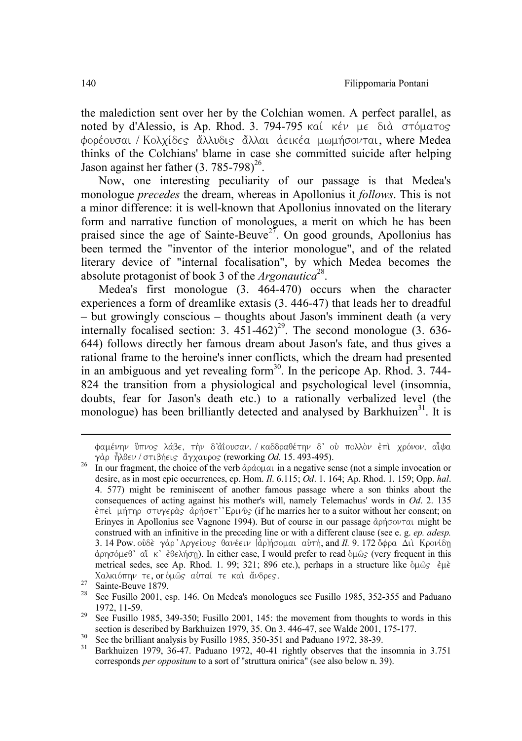the malediction sent over her by the Colchian women. A perfect parallel, as noted by d'Alessio, is Ap. Rhod. 3. 794-795 καί κέν με διὰ στόματος φορέουσαι / Κολχίδες ἄλλυδις ἄλλαι ἀεικέα μωμήσονται, where Medea thinks of the Colchians' blame in case she committed suicide after helping Jason against her father (3. 785-798)[26].

Now, one interesting peculiarity of our passage is that Medea's monologue *precedes* the dream, whereas in Apollonius it *follows*. This is not a minor difference: it is well-known that Apollonius innovated on the literary form and narrative function of monologues, a merit on which he has been praised since the age of Sainte-Beuve[27]. On good grounds, Apollonius has been termed the "inventor of the interior monologue", and of the related literary device of "internal focalisation", by which Medea becomes the absolute protagonist of book 3 of the *Argonautica*[28].

Medea's first monologue (3. 464-470) occurs when the character experiences a form of dreamlike extasis (3. 446-47) that leads her to dreadful – but growingly conscious – thoughts about Jason's imminent death (a very internally focalised section: 3. 451-462)[29]. The second monologue (3. 636-644) follows directly her famous dream about Jason's fate, and thus gives a rational frame to the heroine's inner conflicts, which the dream had presented in an ambiguous and yet revealing form[30]. In the pericope Ap. Rhod. 3. 744-824 the transition from a physiological and psychological level (insomnia, doubts, fear for Jason's death etc.) to a rationally verbalized level (the monologue) has been brilliantly detected and analysed by Barkhuizen[31]. It is

---

φαμένην ὕπνος λάβε, τὴν δ'ἀΐουσαν. / καδδραθέτην δ' οὐ πολλὸν ἐπὶ χρόνον, αἶψα γὰρ ἦλθεν / στιβήεις ἄγχαυρος (reworking *Od.* 15. 493-495).

[26] In our fragment, the choice of the verb ἀράομαι in a negative sense (not a simple invocation or desire, as in most epic occurrences, cp. Hom. *Il*. 6.115; *Od*. 1. 164; Ap. Rhod. 1. 159; Opp. *hal*. 4. 577) might be reminiscent of another famous passage where a son thinks about the consequences of acting against his mother's will, namely Telemachus' words in *Od*. 2. 135 ἐπεὶ μήτηρ στυγερὰς ἀρήσετ''Ερινῦς (if he marries her to a suitor without her consent; on Erinyes in Apollonius see Vagnone 1994). But of course in our passage ἀρήσονται might be construed with an infinitive in the preceding line or with a different clause (see e. g. *ep. adesp.* 3. 14 Pow. οὐδὲ γὰρ'Αργείους θανέειν [ἀρ]ήσομαι αὐτή, and *Il.* 9. 172 ὄφρα Διὶ Κρονίδη ἀρησόμεθ' αἴ κ' ἐθελήσῃ). In either case, I would prefer to read ὁμῶς (very frequent in this metrical sedes, see Ap. Rhod. 1. 99; 321; 896 etc.), perhaps in a structure like ὁμῶς ἐμὲ Χαλκιόπην τε, or ὁμῶς αὐταί τε καὶ ἄνδρες.

[27] Sainte-Beuve 1879.

[28] See Fusillo 2001, esp. 146. On Medea's monologues see Fusillo 1985, 352-355 and Paduano 1972, 11-59.

[29] See Fusillo 1985, 349-350; Fusillo 2001, 145: the movement from thoughts to words in this section is described by Barkhuizen 1979, 35. On 3. 446-47, see Walde 2001, 175-177.

[30] See the brilliant analysis by Fusillo 1985, 350-351 and Paduano 1972, 38-39.

[31] Barkhuizen 1979, 36-47. Paduano 1972, 40-41 rightly observes that the insomnia in 3.751 corresponds *per oppositum* to a sort of "struttura onirica" (see also below n. 39).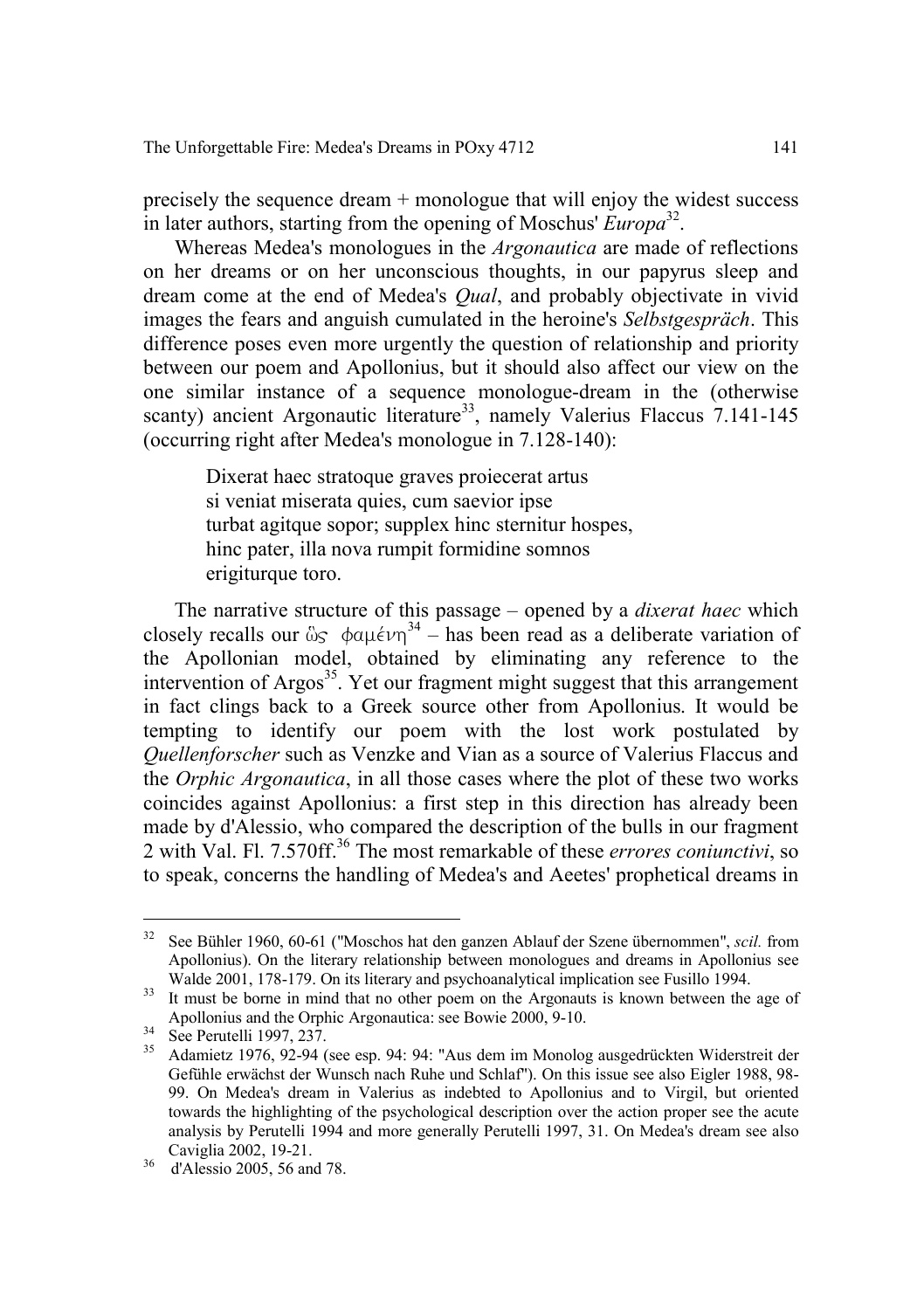precisely the sequence dream + monologue that will enjoy the widest success in later authors, starting from the opening of Moschus' *Europa*[32].

Whereas Medea's monologues in the *Argonautica* are made of reflections on her dreams or on her unconscious thoughts, in our papyrus sleep and dream come at the end of Medea's *Qual*, and probably objectivate in vivid images the fears and anguish cumulated in the heroine's *Selbstgespräch*. This difference poses even more urgently the question of relationship and priority between our poem and Apollonius, but it should also affect our view on the one similar instance of a sequence monologue-dream in the (otherwise scanty) ancient Argonautic literature[33], namely Valerius Flaccus 7.141-145 (occurring right after Medea's monologue in 7.128-140):

> Dixerat haec stratoque graves proiecerat artus
> si veniat miserata quies, cum saevior ipse
> turbat agitque sopor; supplex hinc sternitur hospes,
> hinc pater, illa nova rumpit formidine somnos
> erigiturque toro.

The narrative structure of this passage – opened by a *dixerat haec* which closely recalls our ὣς φαμένη[34] – has been read as a deliberate variation of the Apollonian model, obtained by eliminating any reference to the intervention of Argos[35]. Yet our fragment might suggest that this arrangement in fact clings back to a Greek source other from Apollonius. It would be tempting to identify our poem with the lost work postulated by *Quellenforscher* such as Venzke and Vian as a source of Valerius Flaccus and the *Orphic Argonautica*, in all those cases where the plot of these two works coincides against Apollonius: a first step in this direction has already been made by d'Alessio, who compared the description of the bulls in our fragment 2 with Val. Fl. 7.570ff.[36] The most remarkable of these *errores coniunctivi*, so to speak, concerns the handling of Medea's and Aeetes' prophetical dreams in

---

[32] See Bühler 1960, 60-61 ("Moschos hat den ganzen Ablauf der Szene übernommen", *scil.* from Apollonius). On the literary relationship between monologues and dreams in Apollonius see Walde 2001, 178-179. On its literary and psychoanalytical implication see Fusillo 1994.

[33] It must be borne in mind that no other poem on the Argonauts is known between the age of Apollonius and the Orphic Argonautica: see Bowie 2000, 9-10.

[34] See Perutelli 1997, 237.

[35] Adamietz 1976, 92-94 (see esp. 94: 94: "Aus dem im Monolog ausgedrückten Widerstreit der Gefühle erwächst der Wunsch nach Ruhe und Schlaf"). On this issue see also Eigler 1988, 98-99. On Medea's dream in Valerius as indebted to Apollonius and to Virgil, but oriented towards the highlighting of the psychological description over the action proper see the acute analysis by Perutelli 1994 and more generally Perutelli 1997, 31. On Medea's dream see also Caviglia 2002, 19-21.

[36] d'Alessio 2005, 56 and 78.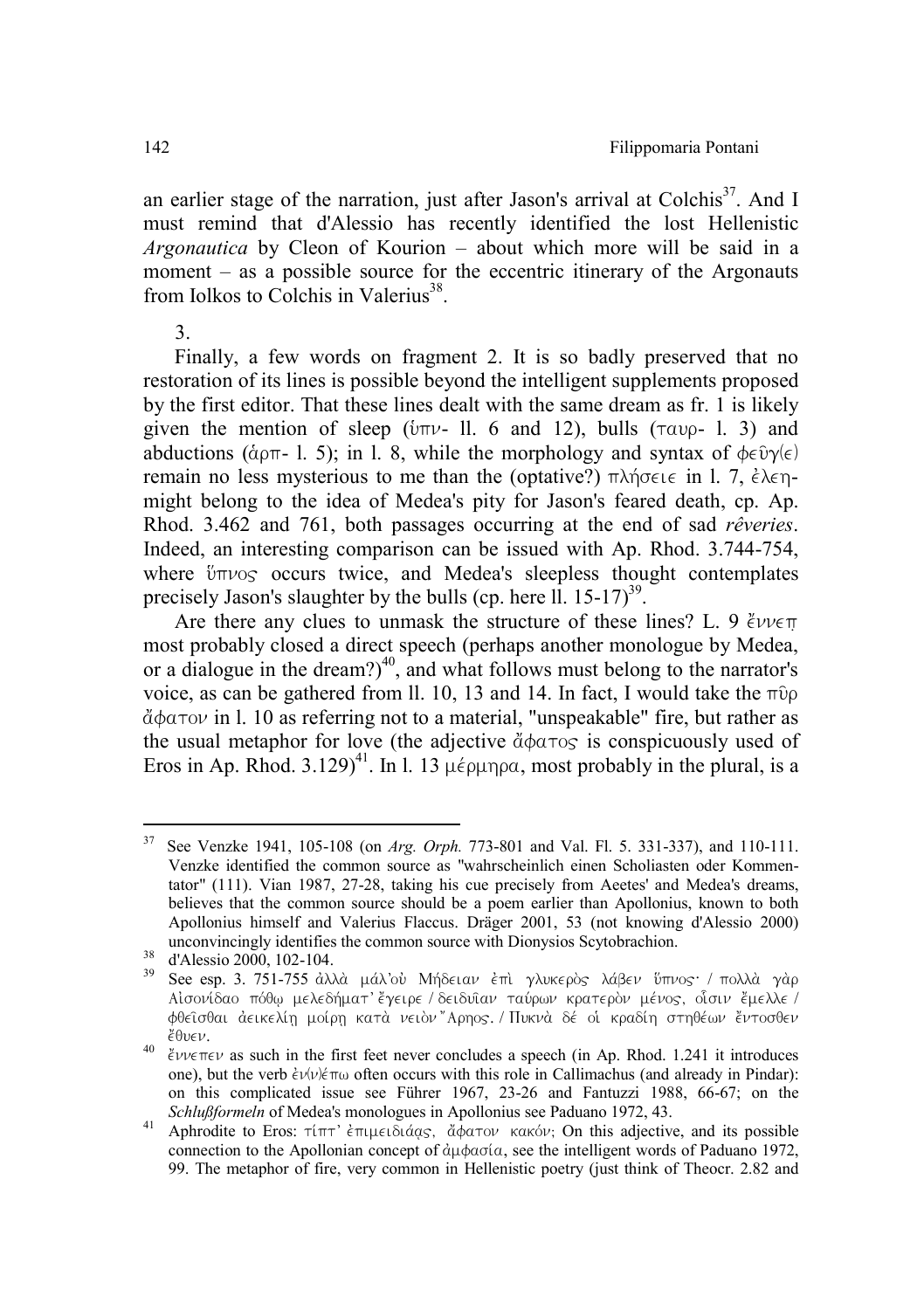an earlier stage of the narration, just after Jason's arrival at Colchis[37]. And I must remind that d'Alessio has recently identified the lost Hellenistic *Argonautica* by Cleon of Kourion – about which more will be said in a moment – as a possible source for the eccentric itinerary of the Argonauts from Iolkos to Colchis in Valerius[38].

3.

Finally, a few words on fragment 2. It is so badly preserved that no restoration of its lines is possible beyond the intelligent supplements proposed by the first editor. That these lines dealt with the same dream as fr. 1 is likely given the mention of sleep (ὑπν- ll. 6 and 12), bulls (ταυρ- l. 3) and abductions (ἁρπ- l. 5); in l. 8, while the morphology and syntax of φεῦγ(ε) remain no less mysterious to me than the (optative?) πλήσειε in l. 7, ἐλεη- might belong to the idea of Medea's pity for Jason's feared death, cp. Ap. Rhod. 3.462 and 761, both passages occurring at the end of sad *rêveries*. Indeed, an interesting comparison can be issued with Ap. Rhod. 3.744-754, where ὕπνος occurs twice, and Medea's sleepless thought contemplates precisely Jason's slaughter by the bulls (cp. here ll. 15-17)[39].

Are there any clues to unmask the structure of these lines? L. 9 ἔννεπ̣ most probably closed a direct speech (perhaps another monologue by Medea, or a dialogue in the dream?)[40], and what follows must belong to the narrator's voice, as can be gathered from ll. 10, 13 and 14. In fact, I would take the πῦρ ἄφατον in l. 10 as referring not to a material, "unspeakable" fire, but rather as the usual metaphor for love (the adjective ἄφατος is conspicuously used of Eros in Ap. Rhod. 3.129)[41]. In l. 13 μέρμηρα, most probably in the plural, is a

---

[37] See Venzke 1941, 105-108 (on *Arg. Orph.* 773-801 and Val. Fl. 5. 331-337), and 110-111. Venzke identified the common source as "wahrscheinlich einen Scholiasten oder Kommentator" (111). Vian 1987, 27-28, taking his cue precisely from Aeetes' and Medea's dreams, believes that the common source should be a poem earlier than Apollonius, known to both Apollonius himself and Valerius Flaccus. Dräger 2001, 53 (not knowing d'Alessio 2000) unconvincingly identifies the common source with Dionysios Scytobrachion.

[38] d'Alessio 2000, 102-104.

[39] See esp. 3. 751-755 ἀλλὰ μάλ' οὐ Μήδειαν ἐπὶ γλυκερὸς λάβεν ὕπνος· / πολλὰ γὰρ Αἰσονίδαο πόθῳ μελεδήματ' ἔγειρε / δειδυῖαν ταύρων κρατερὸν μένος, οἷσιν ἔμελλε / φθεῖσθαι ἀεικελίῃ μοίρῃ κατὰ νειὸν Ἄρηος. / Πυκνὰ δέ οἱ κραδίη στηθέων ἔντοσθεν ἔθυεν.

[40] ἔννεπεν as such in the first feet never concludes a speech (in Ap. Rhod. 1.241 it introduces one), but the verb ἐν(ν)έπω often occurs with this role in Callimachus (and already in Pindar): on this complicated issue see Führer 1967, 23-26 and Fantuzzi 1988, 66-67; on the *Schlußformeln* of Medea's monologues in Apollonius see Paduano 1972, 43.

[41] Aphrodite to Eros: τίπτ' ἐπιμειδιάᾳς, ἄφατον κακόν; On this adjective, and its possible connection to the Apollonian concept of ἀμφασία, see the intelligent words of Paduano 1972, 99. The metaphor of fire, very common in Hellenistic poetry (just think of Theocr. 2.82 and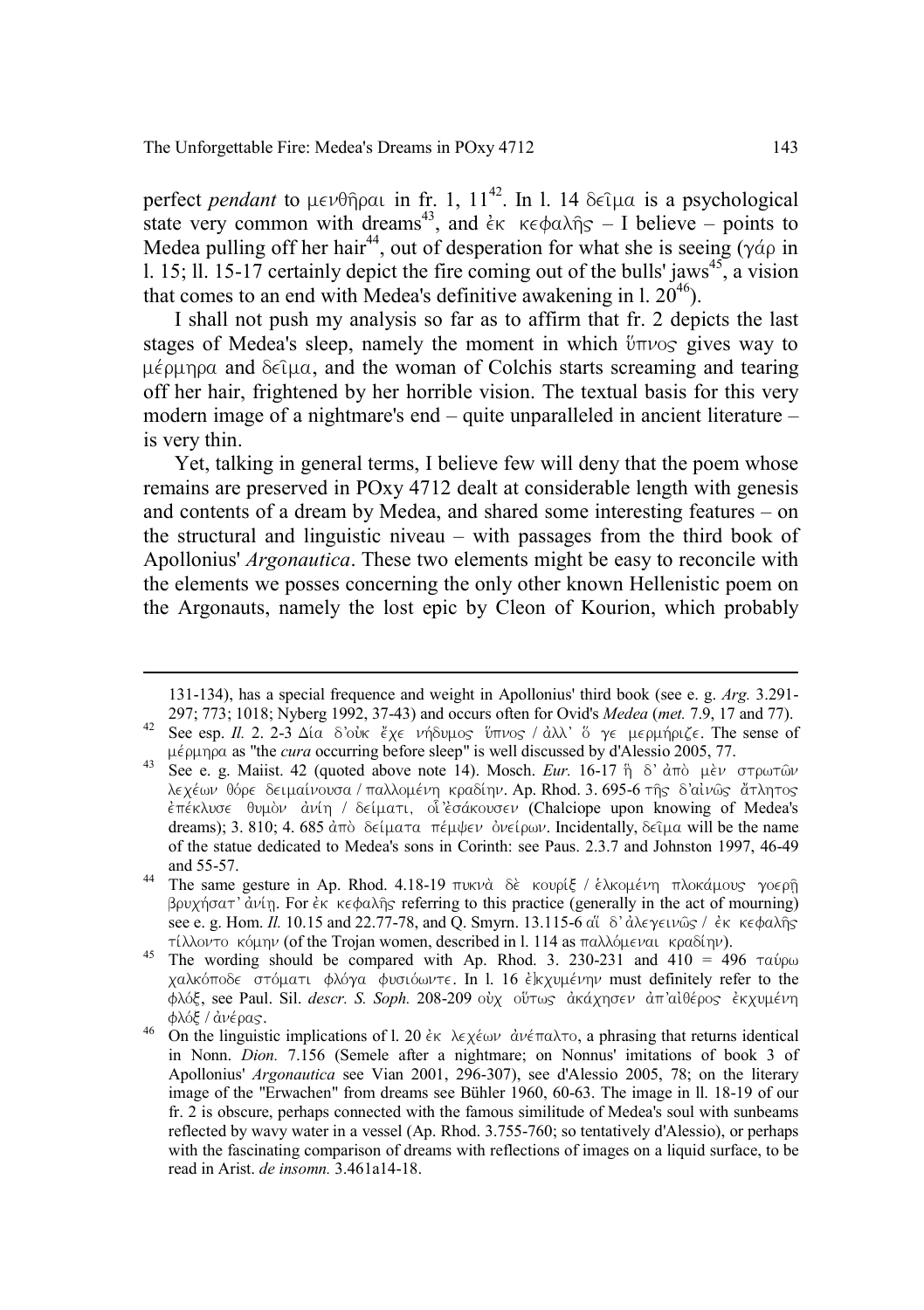perfect *pendant* to μενθῆραι in fr. 1, 11[42]. In l. 14 δεῖμα is a psychological state very common with dreams[43], and ἐκ κεφαλῆς – I believe – points to Medea pulling off her hair[44], out of desperation for what she is seeing (γάρ in l. 15; ll. 15-17 certainly depict the fire coming out of the bulls' jaws[45], a vision that comes to an end with Medea's definitive awakening in l. 20[46]).

I shall not push my analysis so far as to affirm that fr. 2 depicts the last stages of Medea's sleep, namely the moment in which ὕπνος gives way to μέρμηρα and δεῖμα, and the woman of Colchis starts screaming and tearing off her hair, frightened by her horrible vision. The textual basis for this very modern image of a nightmare's end – quite unparalleled in ancient literature – is very thin.

Yet, talking in general terms, I believe few will deny that the poem whose remains are preserved in POxy 4712 dealt at considerable length with genesis and contents of a dream by Medea, and shared some interesting features – on the structural and linguistic niveau – with passages from the third book of Apollonius' *Argonautica*. These two elements might be easy to reconcile with the elements we posses concerning the only other known Hellenistic poem on the Argonauts, namely the lost epic by Cleon of Kourion, which probably

---

131-134), has a special frequence and weight in Apollonius' third book (see e. g. *Arg.* 3.291-297; 773; 1018; Nyberg 1992, 37-43) and occurs often for Ovid's *Medea* (*met.* 7.9, 17 and 77).

[42] See esp. *Il.* 2. 2-3 Δία δ'οὐκ ἔχε νήδυμος ὕπνος / ἀλλ' ὅ γε μερμήριζε. The sense of μέρμηρα as "the *cura* occurring before sleep" is well discussed by d'Alessio 2005, 77.

[43] See e. g. Maiist. 42 (quoted above note 14). Mosch. *Eur.* 16-17 ἣ δ' ἀπὸ μὲν στρωτῶν λεχέων θόρε δειμαίνουσα / παλλομένη κραδίην. Ap. Rhod. 3. 695-6 τῆς δ'αἰνῶς ἄτλητος ἐπέκλυσε θυμὸν ἀνίη / δείματι, οἷ'ἐσάκουσεν (Chalciope upon knowing of Medea's dreams); 3. 810; 4. 685 ἀπὸ δείματα πέμψεν ὀνείρων. Incidentally, δεῖμα will be the name of the statue dedicated to Medea's sons in Corinth: see Paus. 2.3.7 and Johnston 1997, 46-49 and 55-57.

[44] The same gesture in Ap. Rhod. 4.18-19 πυκνὰ δὲ κουρίξ / ἑλκομένη πλοκάμους γοερῇ βρυχήσατ' ἀνίῃ. For ἐκ κεφαλῆς referring to this practice (generally in the act of mourning) see e. g. Hom. *Il.* 10.15 and 22.77-78, and Q. Smyrn. 13.115-6 αἳ δ' ἀλεγεινῶς / ἐκ κεφαλῆς τίλλοντο κόμην (of the Trojan women, described in l. 114 as παλλόμεναι κραδίην).

[45] The wording should be compared with Ap. Rhod. 3. 230-231 and 410 = 496 ταύρω χαλκόποδε στόματι φλόγα φυσιόωντε. In l. 16 ἐ]κχυμένην must definitely refer to the φλόξ, see Paul. Sil. *descr. S. Soph.* 208-209 οὐχ οὕτως ἀκάχησεν ἀπ'αἰθέρος ἐκχυμένη φλόξ / ἀνέρας.

[46] On the linguistic implications of l. 20 ἐκ λεχέων ἀνέπαλτο, a phrasing that returns identical in Nonn. *Dion.* 7.156 (Semele after a nightmare; on Nonnus' imitations of book 3 of Apollonius' *Argonautica* see Vian 2001, 296-307), see d'Alessio 2005, 78; on the literary image of the "Erwachen" from dreams see Bühler 1960, 60-63. The image in ll. 18-19 of our fr. 2 is obscure, perhaps connected with the famous similitude of Medea's soul with sunbeams reflected by wavy water in a vessel (Ap. Rhod. 3.755-760; so tentatively d'Alessio), or perhaps with the fascinating comparison of dreams with reflections of images on a liquid surface, to be read in Arist. *de insomn.* 3.461a14-18.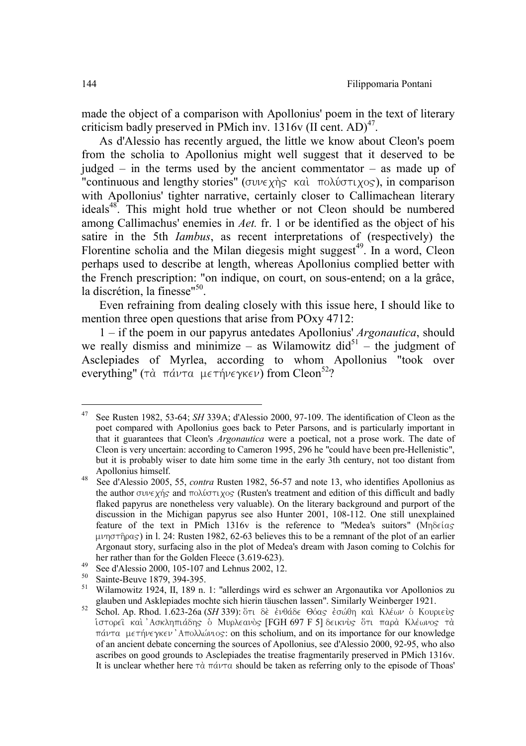made the object of a comparison with Apollonius' poem in the text of literary criticism badly preserved in PMich inv. 1316v (II cent. AD)[47].

As d'Alessio has recently argued, the little we know about Cleon's poem from the scholia to Apollonius might well suggest that it deserved to be judged – in the terms used by the ancient commentator – as made up of "continuous and lengthy stories" (συνεχὴς καὶ πολύστιχος), in comparison with Apollonius' tighter narrative, certainly closer to Callimachean literary ideals[48]. This might hold true whether or not Cleon should be numbered among Callimachus' enemies in *Aet.* fr. 1 or be identified as the object of his satire in the 5th *Iambus*, as recent interpretations of (respectively) the Florentine scholia and the Milan diegesis might suggest[49]. In a word, Cleon perhaps used to describe at length, whereas Apollonius complied better with the French prescription: "on indique, on court, on sous-entend; on a la grâce, la discrétion, la finesse"[50].

Even refraining from dealing closely with this issue here, I should like to mention three open questions that arise from POxy 4712:

1 – if the poem in our papyrus antedates Apollonius' *Argonautica*, should we really dismiss and minimize – as Wilamowitz did[51] – the judgment of Asclepiades of Myrlea, according to whom Apollonius "took over everything" (τὰ πάντα μετήνεγκεν) from Cleon[52]?

---

[47] See Rusten 1982, 53-64; *SH* 339A; d'Alessio 2000, 97-109. The identification of Cleon as the poet compared with Apollonius goes back to Peter Parsons, and is particularly important in that it guarantees that Cleon's *Argonautica* were a poetical, not a prose work. The date of Cleon is very uncertain: according to Cameron 1995, 296 he "could have been pre-Hellenistic", but it is probably wiser to date him some time in the early 3th century, not too distant from Apollonius himself.

[48] See d'Alessio 2005, 55, *contra* Rusten 1982, 56-57 and note 13, who identifies Apollonius as the author συνεχής and πολύστιχος (Rusten's treatment and edition of this difficult and badly flaked papyrus are nonetheless very valuable). On the literary background and purport of the discussion in the Michigan papyrus see also Hunter 2001, 108-112. One still unexplained feature of the text in PMich 1316v is the reference to "Medea's suitors" (Μηδείας μνηστῆρας) in l. 24: Rusten 1982, 62-63 believes this to be a remnant of the plot of an earlier Argonaut story, surfacing also in the plot of Medea's dream with Jason coming to Colchis for her rather than for the Golden Fleece (3.619-623).

[49] See d'Alessio 2000, 105-107 and Lehnus 2002, 12.

[50] Sainte-Beuve 1879, 394-395.

[51] Wilamowitz 1924, II, 189 n. 1: "allerdings wird es schwer an Argonautika vor Apollonios zu glauben und Asklepiades mochte sich hierin täuschen lassen". Similarly Weinberger 1921.

[52] Schol. Ap. Rhod. 1.623-26a (*SH* 339): ὅτι δὲ ἐνθάδε Θόας ἐσώθη καὶ Κλέων ὁ Κουριεὺς ἱστορεῖ καὶ Ἀσκληπιάδης ὁ Μυρλεανὸς [FGH 697 F 5] δεικνὺς ὅτι παρὰ Κλέωνος τὰ πάντα μετήνεγκεν Ἀπολλώνιος: on this scholium, and on its importance for our knowledge of an ancient debate concerning the sources of Apollonius, see d'Alessio 2000, 92-95, who also ascribes on good grounds to Asclepiades the treatise fragmentarily preserved in PMich 1316v. It is unclear whether here τὰ πάντα should be taken as referring only to the episode of Thoas'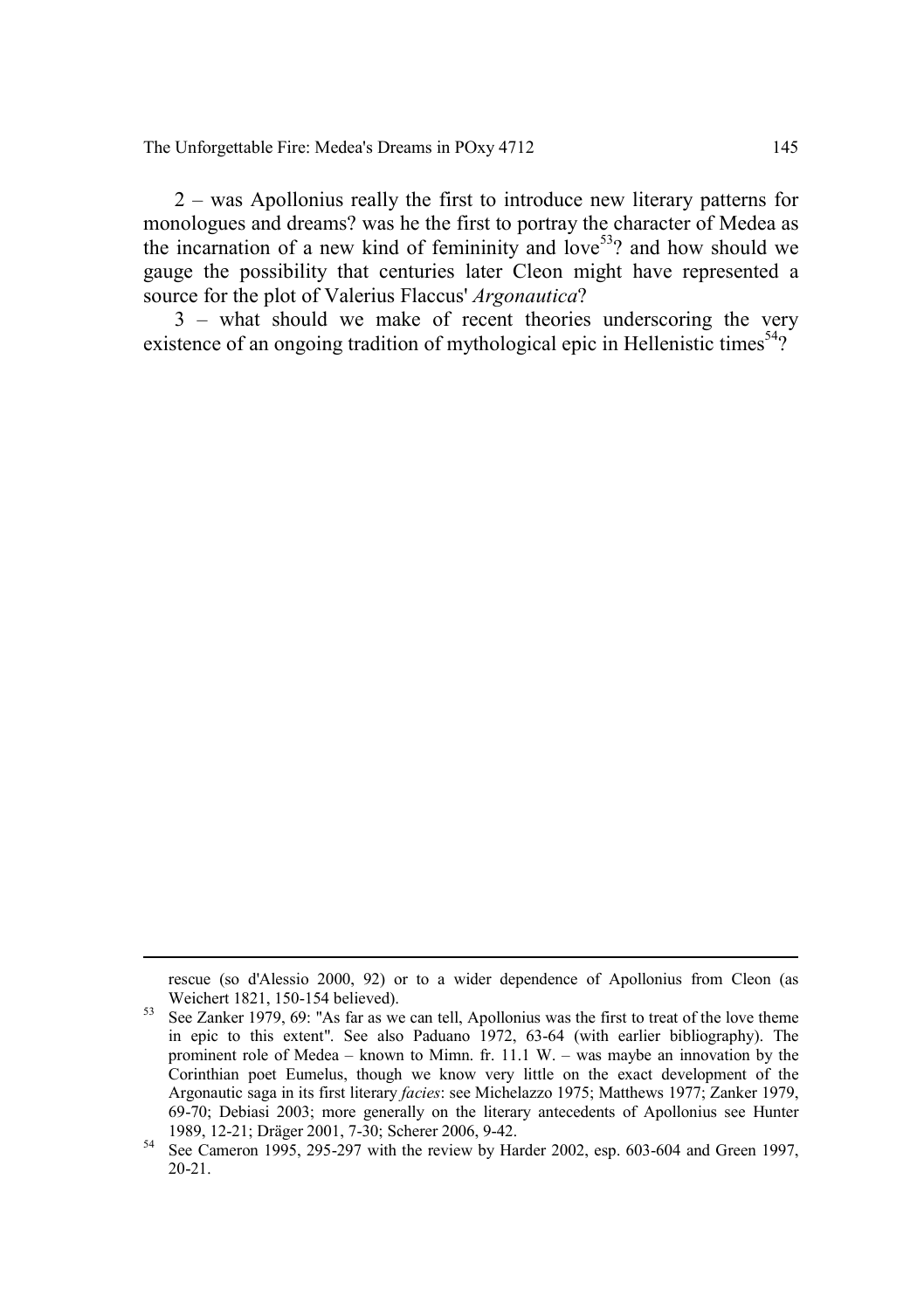2 – was Apollonius really the first to introduce new literary patterns for monologues and dreams? was he the first to portray the character of Medea as the incarnation of a new kind of femininity and love[53]? and how should we gauge the possibility that centuries later Cleon might have represented a source for the plot of Valerius Flaccus' *Argonautica*?

3 – what should we make of recent theories underscoring the very existence of an ongoing tradition of mythological epic in Hellenistic times[54]?

---

rescue (so d'Alessio 2000, 92) or to a wider dependence of Apollonius from Cleon (as Weichert 1821, 150-154 believed).

[53] See Zanker 1979, 69: "As far as we can tell, Apollonius was the first to treat of the love theme in epic to this extent". See also Paduano 1972, 63-64 (with earlier bibliography). The prominent role of Medea – known to Mimn. fr. 11.1 W. – was maybe an innovation by the Corinthian poet Eumelus, though we know very little on the exact development of the Argonautic saga in its first literary *facies*: see Michelazzo 1975; Matthews 1977; Zanker 1979, 69-70; Debiasi 2003; more generally on the literary antecedents of Apollonius see Hunter 1989, 12-21; Dräger 2001, 7-30; Scherer 2006, 9-42.

[54] See Cameron 1995, 295-297 with the review by Harder 2002, esp. 603-604 and Green 1997, 20-21.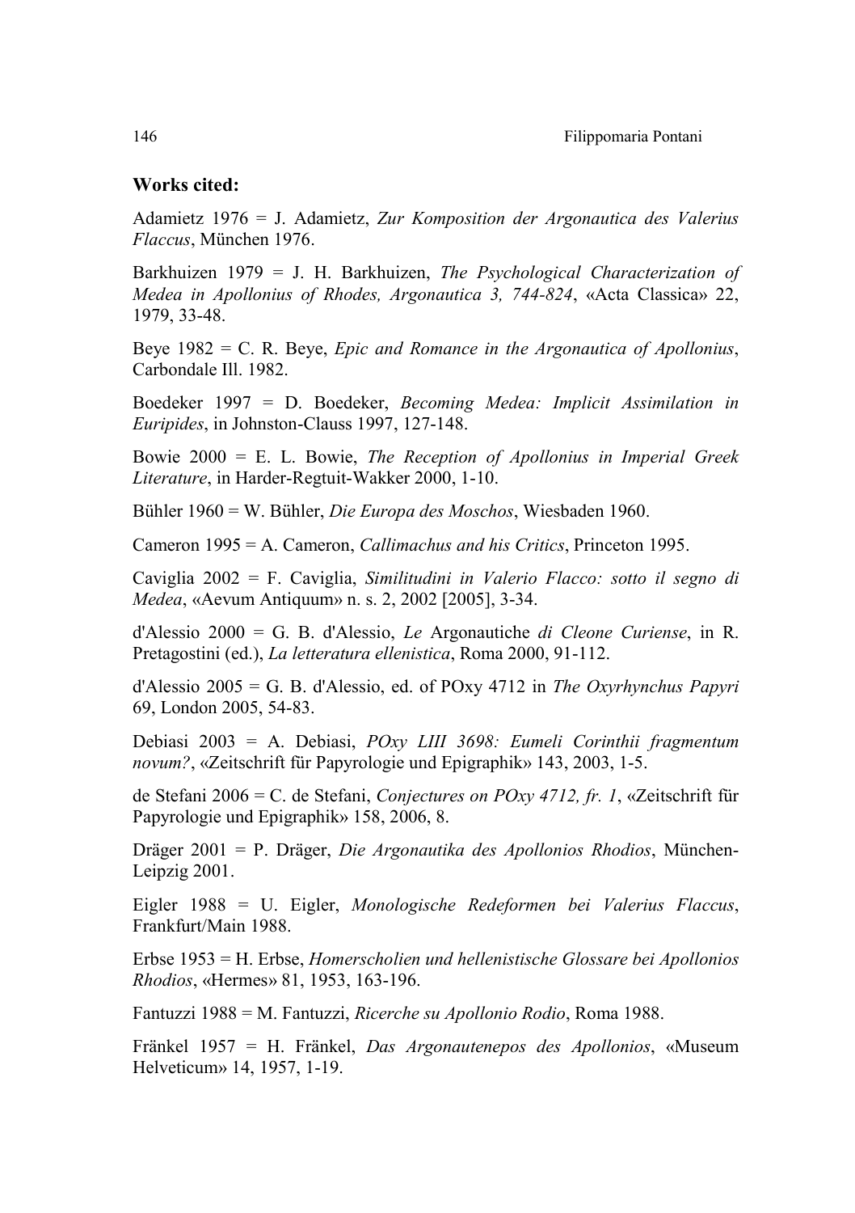**Works cited:**

Adamietz 1976 = J. Adamietz, *Zur Komposition der Argonautica des Valerius Flaccus*, München 1976.

Barkhuizen 1979 = J. H. Barkhuizen, *The Psychological Characterization of Medea in Apollonius of Rhodes, Argonautica 3, 744-824*, «Acta Classica» 22, 1979, 33-48.

Beye 1982 = C. R. Beye, *Epic and Romance in the Argonautica of Apollonius*, Carbondale Ill. 1982.

Boedeker 1997 = D. Boedeker, *Becoming Medea: Implicit Assimilation in Euripides*, in Johnston-Clauss 1997, 127-148.

Bowie 2000 = E. L. Bowie, *The Reception of Apollonius in Imperial Greek Literature*, in Harder-Regtuit-Wakker 2000, 1-10.

Bühler 1960 = W. Bühler, *Die Europa des Moschos*, Wiesbaden 1960.

Cameron 1995 = A. Cameron, *Callimachus and his Critics*, Princeton 1995.

Caviglia 2002 = F. Caviglia, *Similitudini in Valerio Flacco: sotto il segno di Medea*, «Aevum Antiquum» n. s. 2, 2002 [2005], 3-34.

d'Alessio 2000 = G. B. d'Alessio, *Le* Argonautiche *di Cleone Curiense*, in R. Pretagostini (ed.), *La letteratura ellenistica*, Roma 2000, 91-112.

d'Alessio 2005 = G. B. d'Alessio, ed. of POxy 4712 in *The Oxyrhynchus Papyri* 69, London 2005, 54-83.

Debiasi 2003 = A. Debiasi, *POxy LIII 3698: Eumeli Corinthii fragmentum novum?*, «Zeitschrift für Papyrologie und Epigraphik» 143, 2003, 1-5.

de Stefani 2006 = C. de Stefani, *Conjectures on POxy 4712, fr. 1*, «Zeitschrift für Papyrologie und Epigraphik» 158, 2006, 8.

Dräger 2001 = P. Dräger, *Die Argonautika des Apollonios Rhodios*, München-Leipzig 2001.

Eigler 1988 = U. Eigler, *Monologische Redeformen bei Valerius Flaccus*, Frankfurt/Main 1988.

Erbse 1953 = H. Erbse, *Homerscholien und hellenistische Glossare bei Apollonios Rhodios*, «Hermes» 81, 1953, 163-196.

Fantuzzi 1988 = M. Fantuzzi, *Ricerche su Apollonio Rodio*, Roma 1988.

Fränkel 1957 = H. Fränkel, *Das Argonautenepos des Apollonios*, «Museum Helveticum» 14, 1957, 1-19.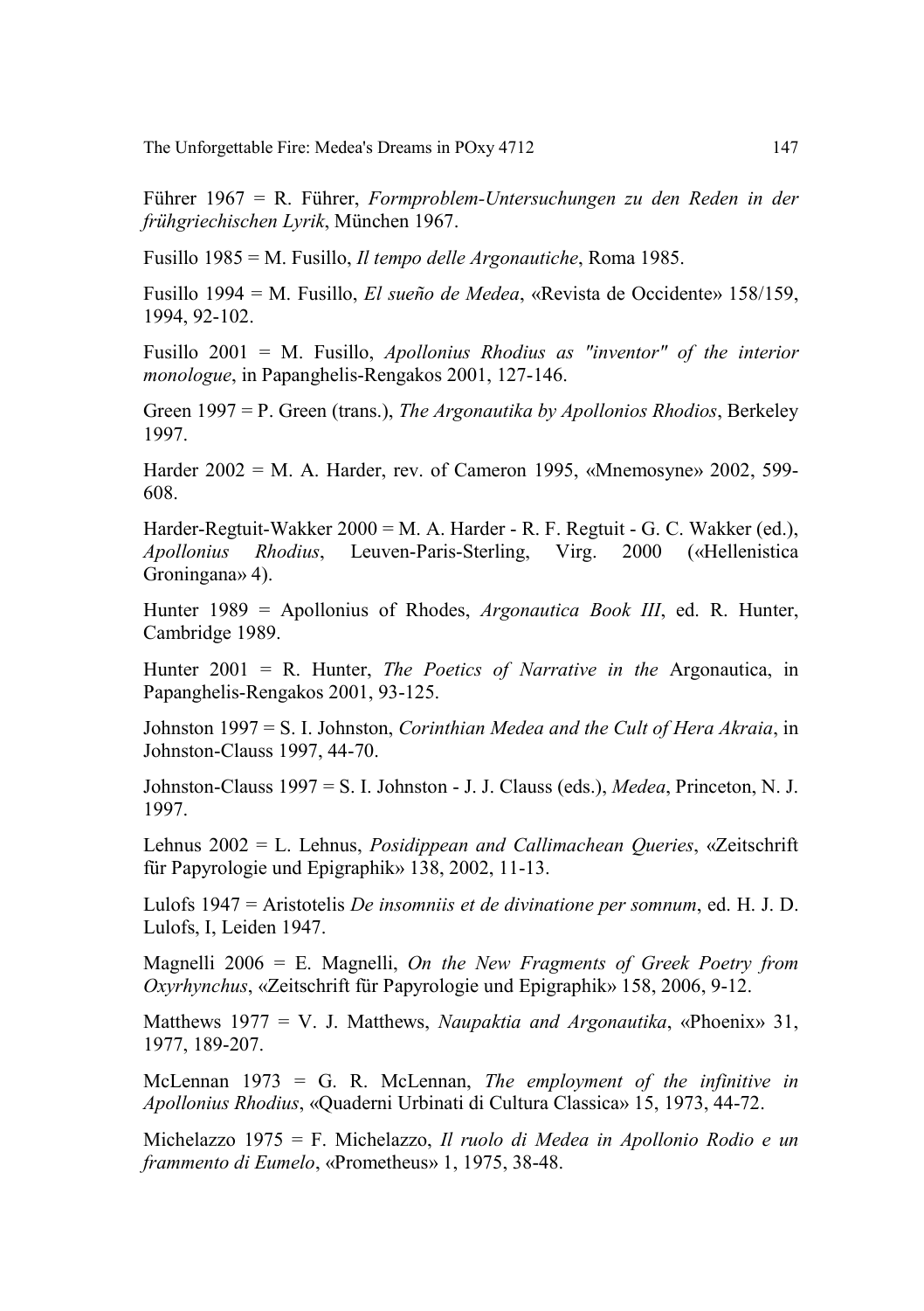Führer 1967 = R. Führer, *Formproblem-Untersuchungen zu den Reden in der frühgriechischen Lyrik*, München 1967.

Fusillo 1985 = M. Fusillo, *Il tempo delle Argonautiche*, Roma 1985.

Fusillo 1994 = M. Fusillo, *El sueño de Medea*, «Revista de Occidente» 158/159, 1994, 92-102.

Fusillo 2001 = M. Fusillo, *Apollonius Rhodius as "inventor" of the interior monologue*, in Papanghelis-Rengakos 2001, 127-146.

Green 1997 = P. Green (trans.), *The Argonautika by Apollonios Rhodios*, Berkeley 1997.

Harder 2002 = M. A. Harder, rev. of Cameron 1995, «Mnemosyne» 2002, 599-608.

Harder-Regtuit-Wakker 2000 = M. A. Harder - R. F. Regtuit - G. C. Wakker (ed.), *Apollonius Rhodius*, Leuven-Paris-Sterling, Virg. 2000 («Hellenistica Groningana» 4).

Hunter 1989 = Apollonius of Rhodes, *Argonautica Book III*, ed. R. Hunter, Cambridge 1989.

Hunter 2001 = R. Hunter, *The Poetics of Narrative in the* Argonautica, in Papanghelis-Rengakos 2001, 93-125.

Johnston 1997 = S. I. Johnston, *Corinthian Medea and the Cult of Hera Akraia*, in Johnston-Clauss 1997, 44-70.

Johnston-Clauss 1997 = S. I. Johnston - J. J. Clauss (eds.), *Medea*, Princeton, N. J. 1997.

Lehnus 2002 = L. Lehnus, *Posidippean and Callimachean Queries*, «Zeitschrift für Papyrologie und Epigraphik» 138, 2002, 11-13.

Lulofs 1947 = Aristotelis *De insomniis et de divinatione per somnum*, ed. H. J. D. Lulofs, I, Leiden 1947.

Magnelli 2006 = E. Magnelli, *On the New Fragments of Greek Poetry from Oxyrhynchus*, «Zeitschrift für Papyrologie und Epigraphik» 158, 2006, 9-12.

Matthews 1977 = V. J. Matthews, *Naupaktia and Argonautika*, «Phoenix» 31, 1977, 189-207.

McLennan 1973 = G. R. McLennan, *The employment of the infinitive in Apollonius Rhodius*, «Quaderni Urbinati di Cultura Classica» 15, 1973, 44-72.

Michelazzo 1975 = F. Michelazzo, *Il ruolo di Medea in Apollonio Rodio e un frammento di Eumelo*, «Prometheus» 1, 1975, 38-48.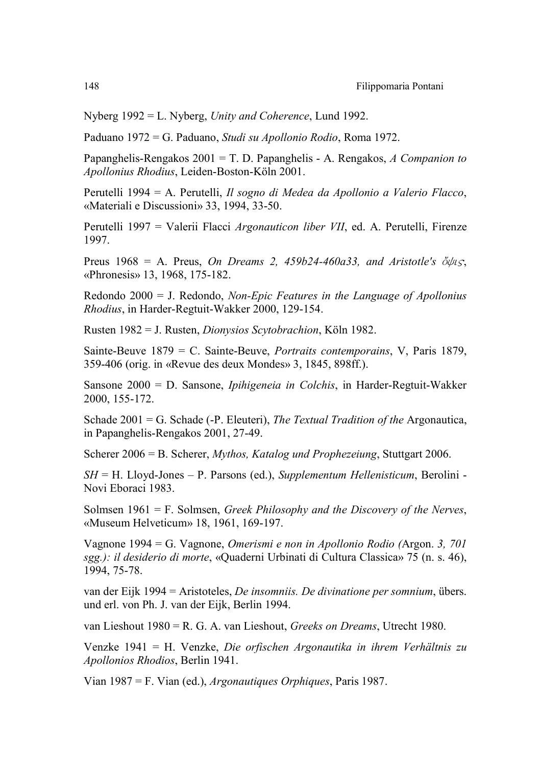Nyberg 1992 = L. Nyberg, *Unity and Coherence*, Lund 1992.

Paduano 1972 = G. Paduano, *Studi su Apollonio Rodio*, Roma 1972.

Papanghelis-Rengakos 2001 = T. D. Papanghelis - A. Rengakos, *A Companion to Apollonius Rhodius*, Leiden-Boston-Köln 2001.

Perutelli 1994 = A. Perutelli, *Il sogno di Medea da Apollonio a Valerio Flacco*, «Materiali e Discussioni» 33, 1994, 33-50.

Perutelli 1997 = Valerii Flacci *Argonauticon liber VII*, ed. A. Perutelli, Firenze 1997.

Preus 1968 = A. Preus, *On Dreams 2, 459b24-460a33, and Aristotle's ὄψις*, «Phronesis» 13, 1968, 175-182.

Redondo 2000 = J. Redondo, *Non-Epic Features in the Language of Apollonius Rhodius*, in Harder-Regtuit-Wakker 2000, 129-154.

Rusten 1982 = J. Rusten, *Dionysios Scytobrachion*, Köln 1982.

Sainte-Beuve 1879 = C. Sainte-Beuve, *Portraits contemporains*, V, Paris 1879, 359-406 (orig. in «Revue des deux Mondes» 3, 1845, 898ff.).

Sansone 2000 = D. Sansone, *Ipihigeneia in Colchis*, in Harder-Regtuit-Wakker 2000, 155-172.

Schade 2001 = G. Schade (-P. Eleuteri), *The Textual Tradition of the* Argonautica, in Papanghelis-Rengakos 2001, 27-49.

Scherer 2006 = B. Scherer, *Mythos, Katalog und Prophezeiung*, Stuttgart 2006.

*SH* = H. Lloyd-Jones – P. Parsons (ed.), *Supplementum Hellenisticum*, Berolini - Novi Eboraci 1983.

Solmsen 1961 = F. Solmsen, *Greek Philosophy and the Discovery of the Nerves*, «Museum Helveticum» 18, 1961, 169-197.

Vagnone 1994 = G. Vagnone, *Omerismi e non in Apollonio Rodio (*Argon. *3, 701 sgg.): il desiderio di morte*, «Quaderni Urbinati di Cultura Classica» 75 (n. s. 46), 1994, 75-78.

van der Eijk 1994 = Aristoteles, *De insomniis. De divinatione per somnium*, übers. und erl. von Ph. J. van der Eijk, Berlin 1994.

van Lieshout 1980 = R. G. A. van Lieshout, *Greeks on Dreams*, Utrecht 1980.

Venzke 1941 = H. Venzke, *Die orfischen Argonautika in ihrem Verhältnis zu Apollonios Rhodios*, Berlin 1941.

Vian 1987 = F. Vian (ed.), *Argonautiques Orphiques*, Paris 1987.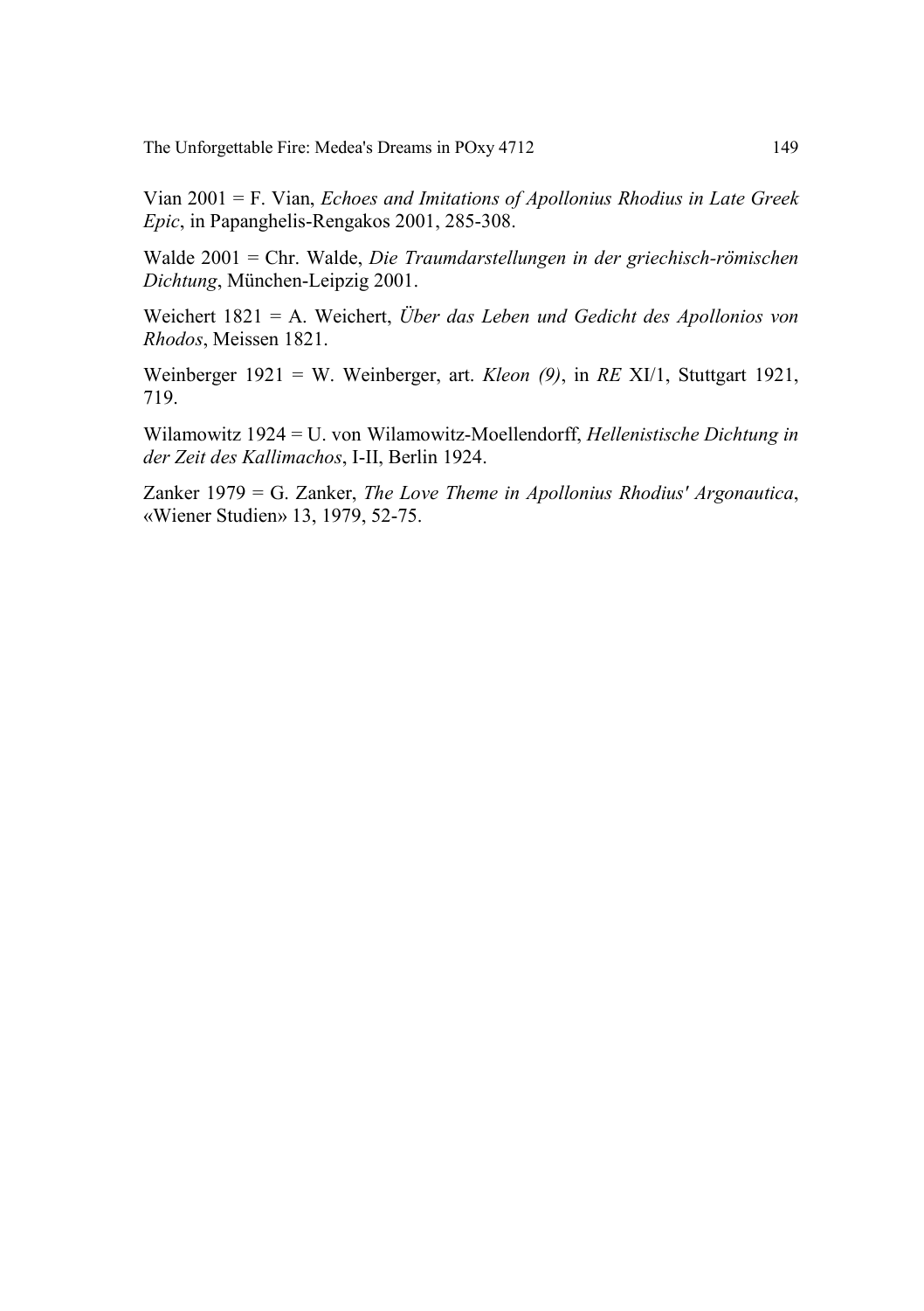Vian 2001 = F. Vian, *Echoes and Imitations of Apollonius Rhodius in Late Greek Epic*, in Papanghelis-Rengakos 2001, 285-308.

Walde 2001 = Chr. Walde, *Die Traumdarstellungen in der griechisch-römischen Dichtung*, München-Leipzig 2001.

Weichert 1821 = A. Weichert, *Über das Leben und Gedicht des Apollonios von Rhodos*, Meissen 1821.

Weinberger 1921 = W. Weinberger, art. *Kleon (9)*, in *RE* XI/1, Stuttgart 1921, 719.

Wilamowitz 1924 = U. von Wilamowitz-Moellendorff, *Hellenistische Dichtung in der Zeit des Kallimachos*, I-II, Berlin 1924.

Zanker 1979 = G. Zanker, *The Love Theme in Apollonius Rhodius' Argonautica*, «Wiener Studien» 13, 1979, 52-75.